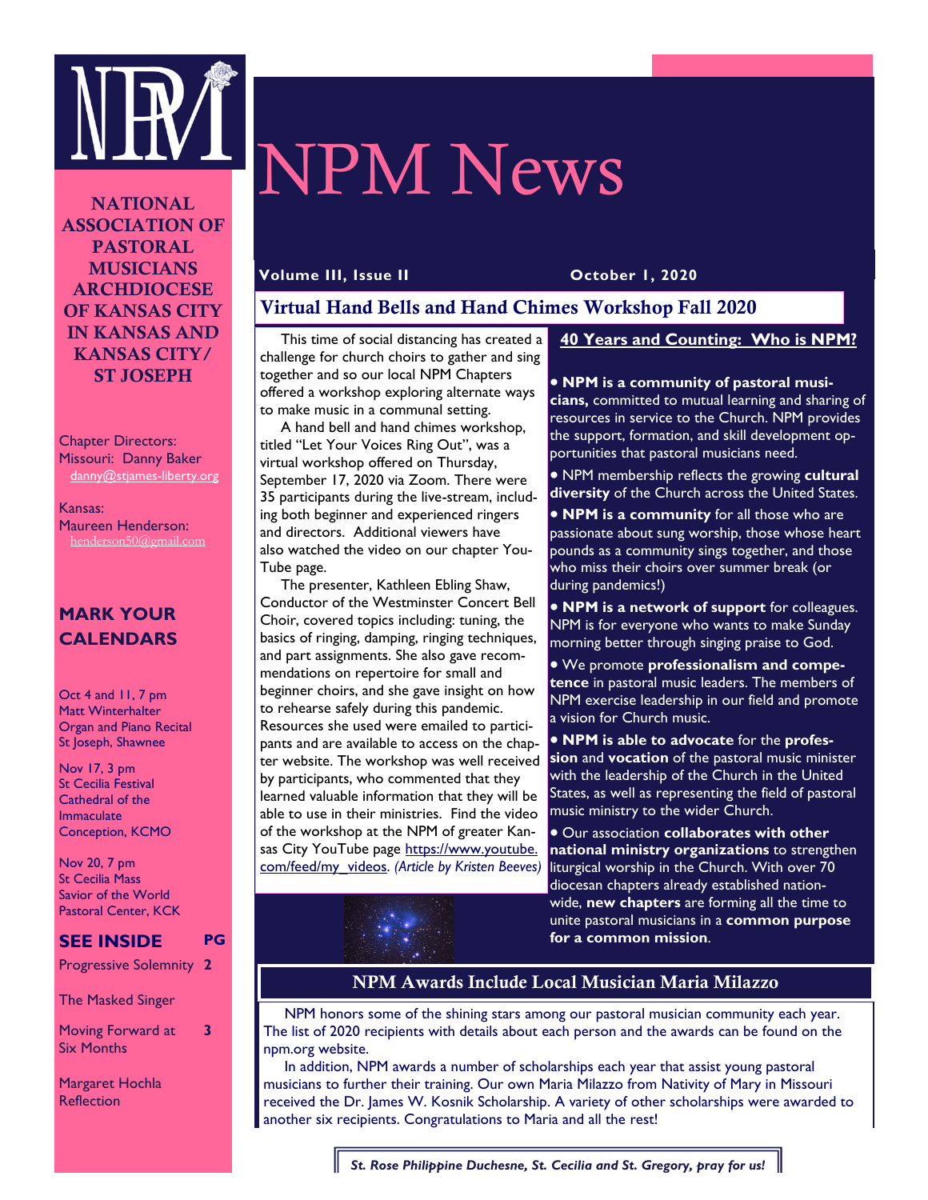# NPM News

**NATIONAL ASSOCIATION OF PASTORAL MUSICIANS ARCHDIOCESE OF KANSAS CITY IN KANSAS AND KANSAS CITY/ ST JOSEPH**

Chapter Directors:
Missouri: Danny Baker
danny@stjames-liberty.org

Kansas:
Maureen Henderson:
henderson50@gmail.com

## MARK YOUR CALENDARS

Oct 4 and 11, 7 pm
Matt Winterhalter
Organ and Piano Recital
St Joseph, Shawnee

Nov 17, 3 pm
St Cecilia Festival
Cathedral of the Immaculate Conception, KCMO

Nov 20, 7 pm
St Cecilia Mass
Savior of the World
Pastoral Center, KCK

## SEE INSIDE

| | PG |
|---|---|
| Progressive Solemnity | 2 |
| The Masked Singer | |
| Moving Forward at Six Months | 3 |
| Margaret Hochla Reflection | |

**Volume III, Issue II** **October 1, 2020**

## Virtual Hand Bells and Hand Chimes Workshop Fall 2020

This time of social distancing has created a challenge for church choirs to gather and sing together and so our local NPM Chapters offered a workshop exploring alternate ways to make music in a communal setting.

A hand bell and hand chimes workshop, titled "Let Your Voices Ring Out", was a virtual workshop offered on Thursday, September 17, 2020 via Zoom. There were 35 participants during the live-stream, including both beginner and experienced ringers and directors. Additional viewers have also watched the video on our chapter YouTube page.

The presenter, Kathleen Ebling Shaw, Conductor of the Westminster Concert Bell Choir, covered topics including: tuning, the basics of ringing, damping, ringing techniques, and part assignments. She also gave recommendations on repertoire for small and beginner choirs, and she gave insight on how to rehearse safely during this pandemic. Resources she used were emailed to participants and are available to access on the chapter website. The workshop was well received by participants, who commented that they learned valuable information that they will be able to use in their ministries. Find the video of the workshop at the NPM of greater Kansas City YouTube page https://www.youtube.com/feed/my_videos. *(Article by Kristen Beeves)*

## 40 Years and Counting: Who is NPM?

- **NPM is a community of pastoral musicians,** committed to mutual learning and sharing of resources in service to the Church. NPM provides the support, formation, and skill development opportunities that pastoral musicians need.
- NPM membership reflects the growing **cultural diversity** of the Church across the United States.
- **NPM is a community** for all those who are passionate about sung worship, those whose heart pounds as a community sings together, and those who miss their choirs over summer break (or during pandemics!)
- **NPM is a network of support** for colleagues. NPM is for everyone who wants to make Sunday morning better through singing praise to God.
- We promote **professionalism and competence** in pastoral music leaders. The members of NPM exercise leadership in our field and promote a vision for Church music.
- **NPM is able to advocate** for the **profession** and **vocation** of the pastoral music minister with the leadership of the Church in the United States, as well as representing the field of pastoral music ministry to the wider Church.
- Our association **collaborates with other national ministry organizations** to strengthen liturgical worship in the Church. With over 70 diocesan chapters already established nationwide, **new chapters** are forming all the time to unite pastoral musicians in a **common purpose for a common mission**.

## NPM Awards Include Local Musician Maria Milazzo

NPM honors some of the shining stars among our pastoral musician community each year. The list of 2020 recipients with details about each person and the awards can be found on the npm.org website.

In addition, NPM awards a number of scholarships each year that assist young pastoral musicians to further their training. Our own Maria Milazzo from Nativity of Mary in Missouri received the Dr. James W. Kosnik Scholarship. A variety of other scholarships were awarded to another six recipients. Congratulations to Maria and all the rest!

*St. Rose Philippine Duchesne, St. Cecilia and St. Gregory, pray for us!*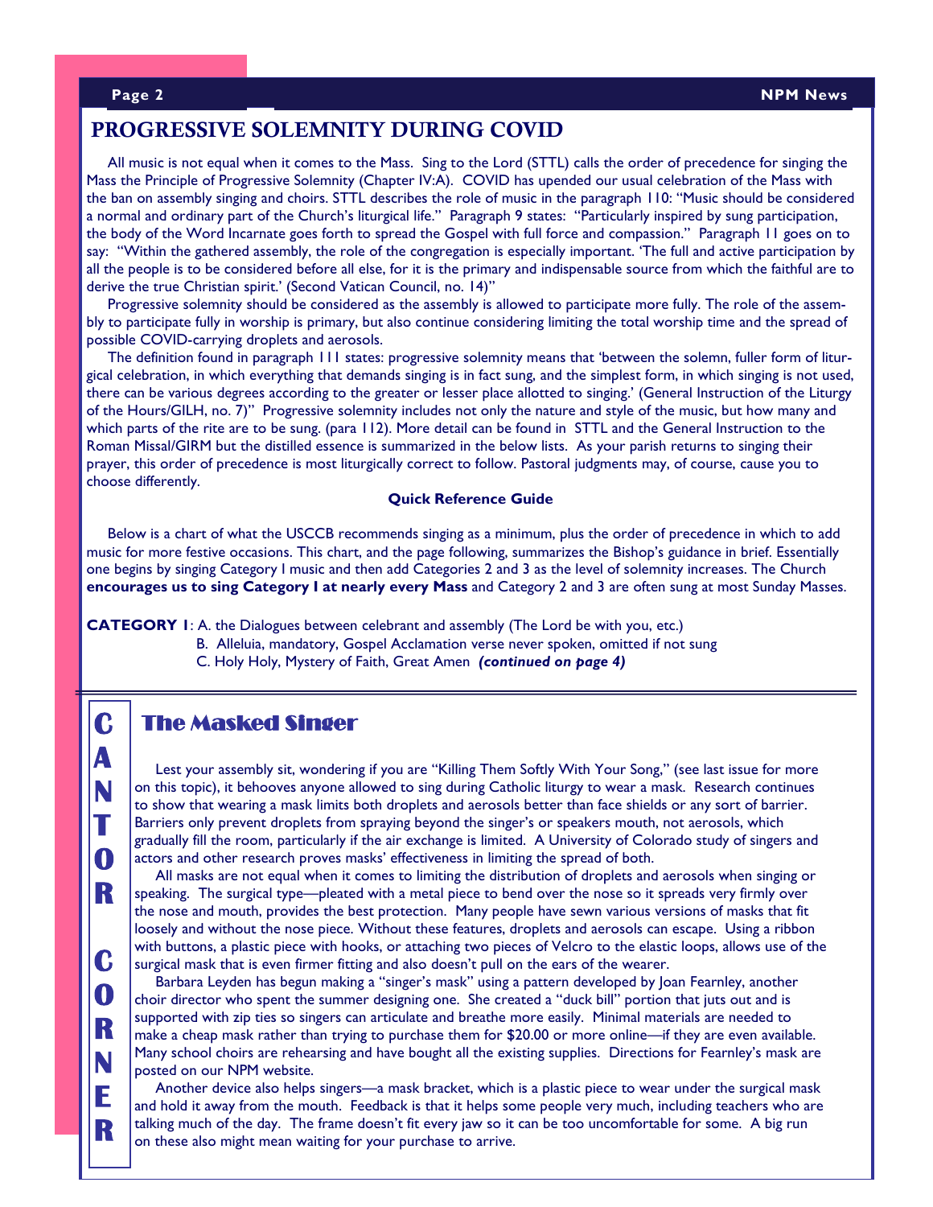## PROGRESSIVE SOLEMNITY DURING COVID

All music is not equal when it comes to the Mass. Sing to the Lord (STTL) calls the order of precedence for singing the Mass the Principle of Progressive Solemnity (Chapter IV:A). COVID has upended our usual celebration of the Mass with the ban on assembly singing and choirs. STTL describes the role of music in the paragraph 110: "Music should be considered a normal and ordinary part of the Church's liturgical life." Paragraph 9 states: "Particularly inspired by sung participation, the body of the Word Incarnate goes forth to spread the Gospel with full force and compassion." Paragraph 11 goes on to say: "Within the gathered assembly, the role of the congregation is especially important. 'The full and active participation by all the people is to be considered before all else, for it is the primary and indispensable source from which the faithful are to derive the true Christian spirit.' (Second Vatican Council, no. 14)"

Progressive solemnity should be considered as the assembly is allowed to participate more fully. The role of the assembly to participate fully in worship is primary, but also continue considering limiting the total worship time and the spread of possible COVID-carrying droplets and aerosols.

The definition found in paragraph 111 states: progressive solemnity means that 'between the solemn, fuller form of liturgical celebration, in which everything that demands singing is in fact sung, and the simplest form, in which singing is not used, there can be various degrees according to the greater or lesser place allotted to singing.' (General Instruction of the Liturgy of the Hours/GILH, no. 7)" Progressive solemnity includes not only the nature and style of the music, but how many and which parts of the rite are to be sung. (para 112). More detail can be found in STTL and the General Instruction to the Roman Missal/GIRM but the distilled essence is summarized in the below lists. As your parish returns to singing their prayer, this order of precedence is most liturgically correct to follow. Pastoral judgments may, of course, cause you to choose differently.

**Quick Reference Guide**

Below is a chart of what the USCCB recommends singing as a minimum, plus the order of precedence in which to add music for more festive occasions. This chart, and the page following, summarizes the Bishop's guidance in brief. Essentially one begins by singing Category I music and then add Categories 2 and 3 as the level of solemnity increases. The Church **encourages us to sing Category I at nearly every Mass** and Category 2 and 3 are often sung at most Sunday Masses.

**CATEGORY 1**: A. the Dialogues between celebrant and assembly (The Lord be with you, etc.)
B. Alleluia, mandatory, Gospel Acclamation verse never spoken, omitted if not sung
C. Holy Holy, Mystery of Faith, Great Amen ***(continued on page 4)***

## CANTOR CORNER

### The Masked Singer

Lest your assembly sit, wondering if you are "Killing Them Softly With Your Song," (see last issue for more on this topic), it behooves anyone allowed to sing during Catholic liturgy to wear a mask. Research continues to show that wearing a mask limits both droplets and aerosols better than face shields or any sort of barrier. Barriers only prevent droplets from spraying beyond the singer's or speakers mouth, not aerosols, which gradually fill the room, particularly if the air exchange is limited. A University of Colorado study of singers and actors and other research proves masks' effectiveness in limiting the spread of both.

All masks are not equal when it comes to limiting the distribution of droplets and aerosols when singing or speaking. The surgical type—pleated with a metal piece to bend over the nose so it spreads very firmly over the nose and mouth, provides the best protection. Many people have sewn various versions of masks that fit loosely and without the nose piece. Without these features, droplets and aerosols can escape. Using a ribbon with buttons, a plastic piece with hooks, or attaching two pieces of Velcro to the elastic loops, allows use of the surgical mask that is even firmer fitting and also doesn't pull on the ears of the wearer.

Barbara Leyden has begun making a "singer's mask" using a pattern developed by Joan Fearnley, another choir director who spent the summer designing one. She created a "duck bill" portion that juts out and is supported with zip ties so singers can articulate and breathe more easily. Minimal materials are needed to make a cheap mask rather than trying to purchase them for $20.00 or more online—if they are even available. Many school choirs are rehearsing and have bought all the existing supplies. Directions for Fearnley's mask are posted on our NPM website.

Another device also helps singers—a mask bracket, which is a plastic piece to wear under the surgical mask and hold it away from the mouth. Feedback is that it helps some people very much, including teachers who are talking much of the day. The frame doesn't fit every jaw so it can be too uncomfortable for some. A big run on these also might mean waiting for your purchase to arrive.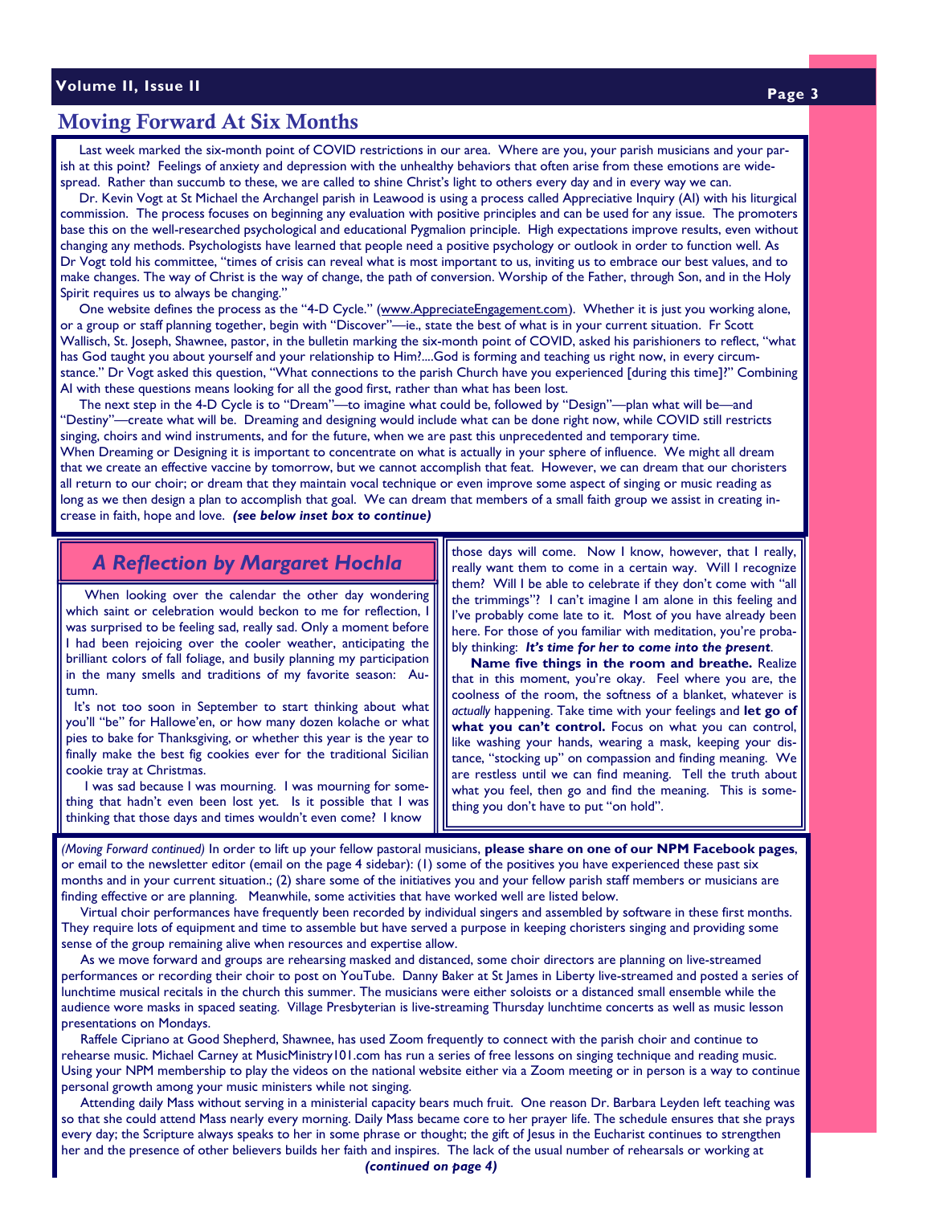## Moving Forward At Six Months

Last week marked the six-month point of COVID restrictions in our area. Where are you, your parish musicians and your parish at this point? Feelings of anxiety and depression with the unhealthy behaviors that often arise from these emotions are widespread. Rather than succumb to these, we are called to shine Christ's light to others every day and in every way we can.

Dr. Kevin Vogt at St Michael the Archangel parish in Leawood is using a process called Appreciative Inquiry (AI) with his liturgical commission. The process focuses on beginning any evaluation with positive principles and can be used for any issue. The promoters base this on the well-researched psychological and educational Pygmalion principle. High expectations improve results, even without changing any methods. Psychologists have learned that people need a positive psychology or outlook in order to function well. As Dr Vogt told his committee, "times of crisis can reveal what is most important to us, inviting us to embrace our best values, and to make changes. The way of Christ is the way of change, the path of conversion. Worship of the Father, through Son, and in the Holy Spirit requires us to always be changing."

One website defines the process as the "4-D Cycle." (www.AppreciateEngagement.com). Whether it is just you working alone, or a group or staff planning together, begin with "Discover"—ie., state the best of what is in your current situation. Fr Scott Wallisch, St. Joseph, Shawnee, pastor, in the bulletin marking the six-month point of COVID, asked his parishioners to reflect, "what has God taught you about yourself and your relationship to Him?....God is forming and teaching us right now, in every circumstance." Dr Vogt asked this question, "What connections to the parish Church have you experienced [during this time]?" Combining AI with these questions means looking for all the good first, rather than what has been lost.

The next step in the 4-D Cycle is to "Dream"—to imagine what could be, followed by "Design"—plan what will be—and "Destiny"—create what will be. Dreaming and designing would include what can be done right now, while COVID still restricts singing, choirs and wind instruments, and for the future, when we are past this unprecedented and temporary time.

When Dreaming or Designing it is important to concentrate on what is actually in your sphere of influence. We might all dream that we create an effective vaccine by tomorrow, but we cannot accomplish that feat. However, we can dream that our choristers all return to our choir; or dream that they maintain vocal technique or even improve some aspect of singing or music reading as long as we then design a plan to accomplish that goal. We can dream that members of a small faith group we assist in creating increase in faith, hope and love. ***(see below inset box to continue)***

## *A Reflection by Margaret Hochla*

When looking over the calendar the other day wondering which saint or celebration would beckon to me for reflection, I was surprised to be feeling sad, really sad. Only a moment before I had been rejoicing over the cooler weather, anticipating the brilliant colors of fall foliage, and busily planning my participation in the many smells and traditions of my favorite season: Autumn.

It's not too soon in September to start thinking about what you'll "be" for Hallowe'en, or how many dozen kolache or what pies to bake for Thanksgiving, or whether this year is the year to finally make the best fig cookies ever for the traditional Sicilian cookie tray at Christmas.

I was sad because I was mourning. I was mourning for something that hadn't even been lost yet. Is it possible that I was thinking that those days and times wouldn't even come? I know those days will come. Now I know, however, that I really, really want them to come in a certain way. Will I recognize them? Will I be able to celebrate if they don't come with "all the trimmings"? I can't imagine I am alone in this feeling and I've probably come late to it. Most of you have already been here. For those of you familiar with meditation, you're probably thinking: ***It's time for her to come into the present***.

**Name five things in the room and breathe.** Realize that in this moment, you're okay. Feel where you are, the coolness of the room, the softness of a blanket, whatever is *actually* happening. Take time with your feelings and **let go of what you can't control.** Focus on what you can control, like washing your hands, wearing a mask, keeping your distance, "stocking up" on compassion and finding meaning. We are restless until we can find meaning. Tell the truth about what you feel, then go and find the meaning. This is something you don't have to put "on hold".

*(Moving Forward continued)* In order to lift up your fellow pastoral musicians, **please share on one of our NPM Facebook pages**, or email to the newsletter editor (email on the page 4 sidebar): (1) some of the positives you have experienced these past six months and in your current situation.; (2) share some of the initiatives you and your fellow parish staff members or musicians are finding effective or are planning. Meanwhile, some activities that have worked well are listed below.

Virtual choir performances have frequently been recorded by individual singers and assembled by software in these first months. They require lots of equipment and time to assemble but have served a purpose in keeping choristers singing and providing some sense of the group remaining alive when resources and expertise allow.

As we move forward and groups are rehearsing masked and distanced, some choir directors are planning on live-streamed performances or recording their choir to post on YouTube. Danny Baker at St James in Liberty live-streamed and posted a series of lunchtime musical recitals in the church this summer. The musicians were either soloists or a distanced small ensemble while the audience wore masks in spaced seating. Village Presbyterian is live-streaming Thursday lunchtime concerts as well as music lesson presentations on Mondays.

Raffele Cipriano at Good Shepherd, Shawnee, has used Zoom frequently to connect with the parish choir and continue to rehearse music. Michael Carney at MusicMinistry101.com has run a series of free lessons on singing technique and reading music. Using your NPM membership to play the videos on the national website either via a Zoom meeting or in person is a way to continue personal growth among your music ministers while not singing.

Attending daily Mass without serving in a ministerial capacity bears much fruit. One reason Dr. Barbara Leyden left teaching was so that she could attend Mass nearly every morning. Daily Mass became core to her prayer life. The schedule ensures that she prays every day; the Scripture always speaks to her in some phrase or thought; the gift of Jesus in the Eucharist continues to strengthen her and the presence of other believers builds her faith and inspires. The lack of the usual number of rehearsals or working at

***(continued on page 4)***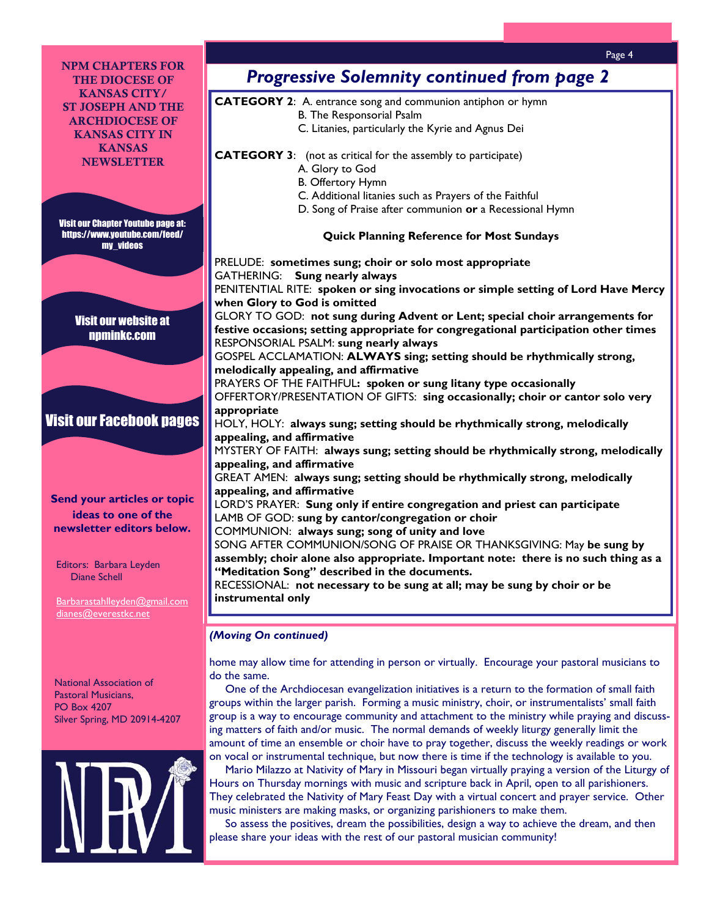## Progressive Solemnity continued from page 2

**CATEGORY 2**: A. entrance song and communion antiphon or hymn
B. The Responsorial Psalm
C. Litanies, particularly the Kyrie and Agnus Dei

**CATEGORY 3**: (not as critical for the assembly to participate)
A. Glory to God
B. Offertory Hymn
C. Additional litanies such as Prayers of the Faithful
D. Song of Praise after communion **or** a Recessional Hymn

**Quick Planning Reference for Most Sundays**

PRELUDE: **sometimes sung; choir or solo most appropriate**
GATHERING: **Sung nearly always**
PENITENTIAL RITE: **spoken or sing invocations or simple setting of Lord Have Mercy when Glory to God is omitted**
GLORY TO GOD: **not sung during Advent or Lent; special choir arrangements for festive occasions; setting appropriate for congregational participation other times**
RESPONSORIAL PSALM: **sung nearly always**
GOSPEL ACCLAMATION: **ALWAYS sing; setting should be rhythmically strong, melodically appealing, and affirmative**
PRAYERS OF THE FAITHFUL**: spoken or sung litany type occasionally**
OFFERTORY/PRESENTATION OF GIFTS: **sing occasionally; choir or cantor solo very appropriate**
HOLY, HOLY: **always sung; setting should be rhythmically strong, melodically appealing, and affirmative**
MYSTERY OF FAITH: **always sung; setting should be rhythmically strong, melodically appealing, and affirmative**
GREAT AMEN: **always sung; setting should be rhythmically strong, melodically appealing, and affirmative**
LORD'S PRAYER: **Sung only if entire congregation and priest can participate**
LAMB OF GOD: **sung by cantor/congregation or choir**
COMMUNION: **always sung; song of unity and love**
SONG AFTER COMMUNION/SONG OF PRAISE OR THANKSGIVING: May **be sung by assembly; choir alone also appropriate. Important note: there is no such thing as a "Meditation Song" described in the documents.**
RECESSIONAL: **not necessary to be sung at all; may be sung by choir or be instrumental only**

***(Moving On continued)***

home may allow time for attending in person or virtually. Encourage your pastoral musicians to do the same.

One of the Archdiocesan evangelization initiatives is a return to the formation of small faith groups within the larger parish. Forming a music ministry, choir, or instrumentalists' small faith group is a way to encourage community and attachment to the ministry while praying and discussing matters of faith and/or music. The normal demands of weekly liturgy generally limit the amount of time an ensemble or choir have to pray together, discuss the weekly readings or work on vocal or instrumental technique, but now there is time if the technology is available to you.

Mario Milazzo at Nativity of Mary in Missouri began virtually praying a version of the Liturgy of Hours on Thursday mornings with music and scripture back in April, open to all parishioners. They celebrated the Nativity of Mary Feast Day with a virtual concert and prayer service. Other music ministers are making masks, or organizing parishioners to make them.

So assess the positives, dream the possibilities, design a way to achieve the dream, and then please share your ideas with the rest of our pastoral musician community!

---

**NPM CHAPTERS FOR THE DIOCESE OF KANSAS CITY/ ST JOSEPH AND THE ARCHDIOCESE OF KANSAS CITY IN KANSAS NEWSLETTER**

Visit our Chapter Youtube page at: https://www.youtube.com/feed/my_videos

Visit our website at npminkc.com

Visit our Facebook pages

**Send your articles or topic ideas to one of the newsletter editors below.**

Editors: Barbara Leyden
Diane Schell

Barbarastahlleyden@gmail.com
dianes@everestkc.net

National Association of Pastoral Musicians,
PO Box 4207
Silver Spring, MD 20914-4207

NPM